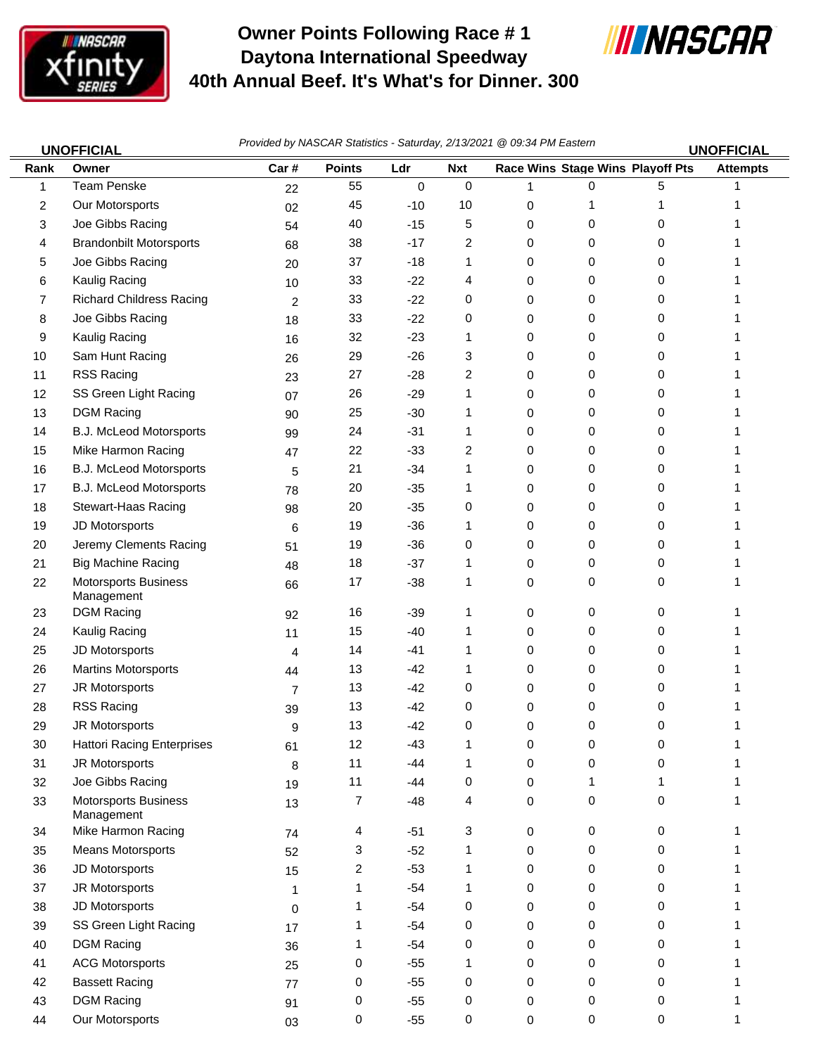# Owner Points Following Race # 1
# Daytona International Speedway
# 40th Annual Beef. It's What's for Dinner. 300

**UNOFFICIAL** — *Provided by NASCAR Statistics - Saturday, 2/13/2021 @ 09:34 PM Eastern* — **UNOFFICIAL**

| Rank | Owner | Car # | Points | Ldr | Nxt | Race Wins | Stage Wins | Playoff Pts | Attempts |
|---|---|---|---|---|---|---|---|---|---|
| 1 | Team Penske | 22 | 55 | 0 | 0 | 1 | 0 | 5 | 1 |
| 2 | Our Motorsports | 02 | 45 | -10 | 10 | 0 | 1 | 1 | 1 |
| 3 | Joe Gibbs Racing | 54 | 40 | -15 | 5 | 0 | 0 | 0 | 1 |
| 4 | Brandonbilt Motorsports | 68 | 38 | -17 | 2 | 0 | 0 | 0 | 1 |
| 5 | Joe Gibbs Racing | 20 | 37 | -18 | 1 | 0 | 0 | 0 | 1 |
| 6 | Kaulig Racing | 10 | 33 | -22 | 4 | 0 | 0 | 0 | 1 |
| 7 | Richard Childress Racing | 2 | 33 | -22 | 0 | 0 | 0 | 0 | 1 |
| 8 | Joe Gibbs Racing | 18 | 33 | -22 | 0 | 0 | 0 | 0 | 1 |
| 9 | Kaulig Racing | 16 | 32 | -23 | 1 | 0 | 0 | 0 | 1 |
| 10 | Sam Hunt Racing | 26 | 29 | -26 | 3 | 0 | 0 | 0 | 1 |
| 11 | RSS Racing | 23 | 27 | -28 | 2 | 0 | 0 | 0 | 1 |
| 12 | SS Green Light Racing | 07 | 26 | -29 | 1 | 0 | 0 | 0 | 1 |
| 13 | DGM Racing | 90 | 25 | -30 | 1 | 0 | 0 | 0 | 1 |
| 14 | B.J. McLeod Motorsports | 99 | 24 | -31 | 1 | 0 | 0 | 0 | 1 |
| 15 | Mike Harmon Racing | 47 | 22 | -33 | 2 | 0 | 0 | 0 | 1 |
| 16 | B.J. McLeod Motorsports | 5 | 21 | -34 | 1 | 0 | 0 | 0 | 1 |
| 17 | B.J. McLeod Motorsports | 78 | 20 | -35 | 1 | 0 | 0 | 0 | 1 |
| 18 | Stewart-Haas Racing | 98 | 20 | -35 | 0 | 0 | 0 | 0 | 1 |
| 19 | JD Motorsports | 6 | 19 | -36 | 1 | 0 | 0 | 0 | 1 |
| 20 | Jeremy Clements Racing | 51 | 19 | -36 | 0 | 0 | 0 | 0 | 1 |
| 21 | Big Machine Racing | 48 | 18 | -37 | 1 | 0 | 0 | 0 | 1 |
| 22 | Motorsports Business Management | 66 | 17 | -38 | 1 | 0 | 0 | 0 | 1 |
| 23 | DGM Racing | 92 | 16 | -39 | 1 | 0 | 0 | 0 | 1 |
| 24 | Kaulig Racing | 11 | 15 | -40 | 1 | 0 | 0 | 0 | 1 |
| 25 | JD Motorsports | 4 | 14 | -41 | 1 | 0 | 0 | 0 | 1 |
| 26 | Martins Motorsports | 44 | 13 | -42 | 1 | 0 | 0 | 0 | 1 |
| 27 | JR Motorsports | 7 | 13 | -42 | 0 | 0 | 0 | 0 | 1 |
| 28 | RSS Racing | 39 | 13 | -42 | 0 | 0 | 0 | 0 | 1 |
| 29 | JR Motorsports | 9 | 13 | -42 | 0 | 0 | 0 | 0 | 1 |
| 30 | Hattori Racing Enterprises | 61 | 12 | -43 | 1 | 0 | 0 | 0 | 1 |
| 31 | JR Motorsports | 8 | 11 | -44 | 1 | 0 | 0 | 0 | 1 |
| 32 | Joe Gibbs Racing | 19 | 11 | -44 | 0 | 0 | 1 | 1 | 1 |
| 33 | Motorsports Business Management | 13 | 7 | -48 | 4 | 0 | 0 | 0 | 1 |
| 34 | Mike Harmon Racing | 74 | 4 | -51 | 3 | 0 | 0 | 0 | 1 |
| 35 | Means Motorsports | 52 | 3 | -52 | 1 | 0 | 0 | 0 | 1 |
| 36 | JD Motorsports | 15 | 2 | -53 | 1 | 0 | 0 | 0 | 1 |
| 37 | JR Motorsports | 1 | 1 | -54 | 1 | 0 | 0 | 0 | 1 |
| 38 | JD Motorsports | 0 | 1 | -54 | 0 | 0 | 0 | 0 | 1 |
| 39 | SS Green Light Racing | 17 | 1 | -54 | 0 | 0 | 0 | 0 | 1 |
| 40 | DGM Racing | 36 | 1 | -54 | 0 | 0 | 0 | 0 | 1 |
| 41 | ACG Motorsports | 25 | 0 | -55 | 1 | 0 | 0 | 0 | 1 |
| 42 | Bassett Racing | 77 | 0 | -55 | 0 | 0 | 0 | 0 | 1 |
| 43 | DGM Racing | 91 | 0 | -55 | 0 | 0 | 0 | 0 | 1 |
| 44 | Our Motorsports | 03 | 0 | -55 | 0 | 0 | 0 | 0 | 1 |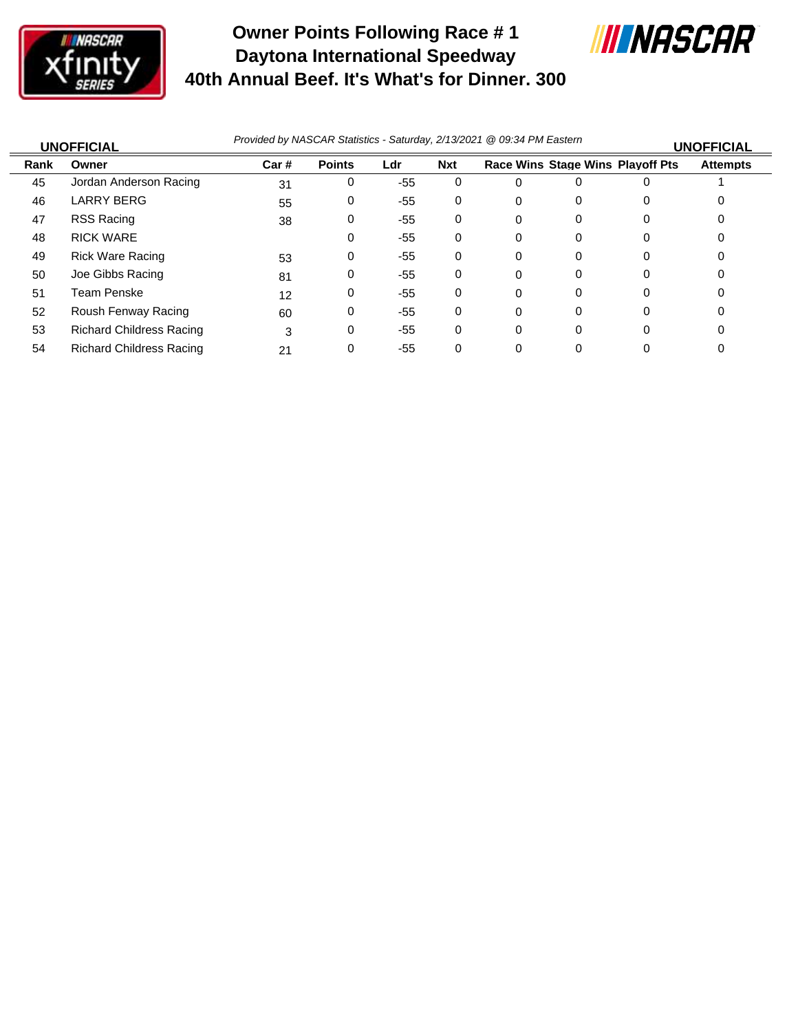# Owner Points Following Race # 1
## Daytona International Speedway
## 40th Annual Beef. It's What's for Dinner. 300

**UNOFFICIAL** — *Provided by NASCAR Statistics - Saturday, 2/13/2021 @ 09:34 PM Eastern* — **UNOFFICIAL**

| Rank | Owner | Car # | Points | Ldr | Nxt | Race Wins | Stage Wins | Playoff Pts | Attempts |
|---|---|---|---|---|---|---|---|---|---|
| 45 | Jordan Anderson Racing | 31 | 0 | -55 | 0 | 0 | 0 | 0 | 1 |
| 46 | LARRY BERG | 55 | 0 | -55 | 0 | 0 | 0 | 0 | 0 |
| 47 | RSS Racing | 38 | 0 | -55 | 0 | 0 | 0 | 0 | 0 |
| 48 | RICK WARE | | 0 | -55 | 0 | 0 | 0 | 0 | 0 |
| 49 | Rick Ware Racing | 53 | 0 | -55 | 0 | 0 | 0 | 0 | 0 |
| 50 | Joe Gibbs Racing | 81 | 0 | -55 | 0 | 0 | 0 | 0 | 0 |
| 51 | Team Penske | 12 | 0 | -55 | 0 | 0 | 0 | 0 | 0 |
| 52 | Roush Fenway Racing | 60 | 0 | -55 | 0 | 0 | 0 | 0 | 0 |
| 53 | Richard Childress Racing | 3 | 0 | -55 | 0 | 0 | 0 | 0 | 0 |
| 54 | Richard Childress Racing | 21 | 0 | -55 | 0 | 0 | 0 | 0 | 0 |